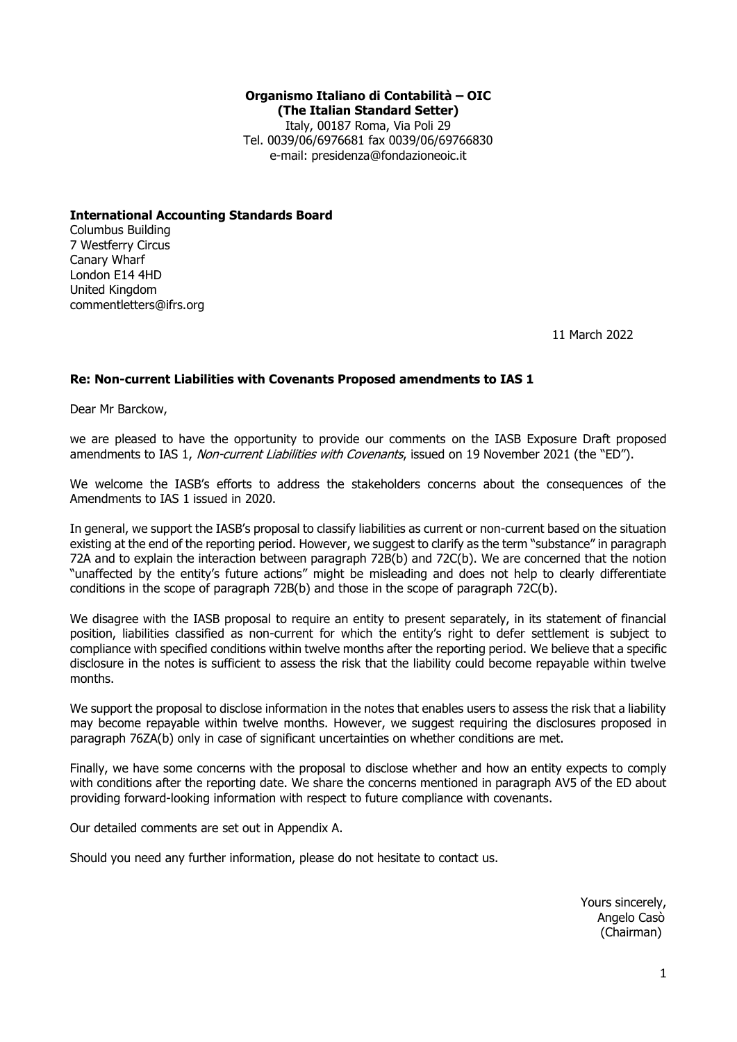**Organismo Italiano di Contabilità – OIC**
**(The Italian Standard Setter)**
Italy, 00187 Roma, Via Poli 29
Tel. 0039/06/6976681 fax 0039/06/69766830
e-mail: presidenza@fondazioneoic.it

**International Accounting Standards Board**
Columbus Building
7 Westferry Circus
Canary Wharf
London E14 4HD
United Kingdom
commentletters@ifrs.org

11 March 2022

**Re: Non-current Liabilities with Covenants Proposed amendments to IAS 1**

Dear Mr Barckow,

we are pleased to have the opportunity to provide our comments on the IASB Exposure Draft proposed amendments to IAS 1, *Non-current Liabilities with Covenants*, issued on 19 November 2021 (the "ED").

We welcome the IASB's efforts to address the stakeholders concerns about the consequences of the Amendments to IAS 1 issued in 2020.

In general, we support the IASB's proposal to classify liabilities as current or non-current based on the situation existing at the end of the reporting period. However, we suggest to clarify as the term "substance" in paragraph 72A and to explain the interaction between paragraph 72B(b) and 72C(b). We are concerned that the notion "unaffected by the entity's future actions" might be misleading and does not help to clearly differentiate conditions in the scope of paragraph 72B(b) and those in the scope of paragraph 72C(b).

We disagree with the IASB proposal to require an entity to present separately, in its statement of financial position, liabilities classified as non-current for which the entity's right to defer settlement is subject to compliance with specified conditions within twelve months after the reporting period. We believe that a specific disclosure in the notes is sufficient to assess the risk that the liability could become repayable within twelve months.

We support the proposal to disclose information in the notes that enables users to assess the risk that a liability may become repayable within twelve months. However, we suggest requiring the disclosures proposed in paragraph 76ZA(b) only in case of significant uncertainties on whether conditions are met.

Finally, we have some concerns with the proposal to disclose whether and how an entity expects to comply with conditions after the reporting date. We share the concerns mentioned in paragraph AV5 of the ED about providing forward-looking information with respect to future compliance with covenants.

Our detailed comments are set out in Appendix A.

Should you need any further information, please do not hesitate to contact us.

Yours sincerely,
Angelo Casò
(Chairman)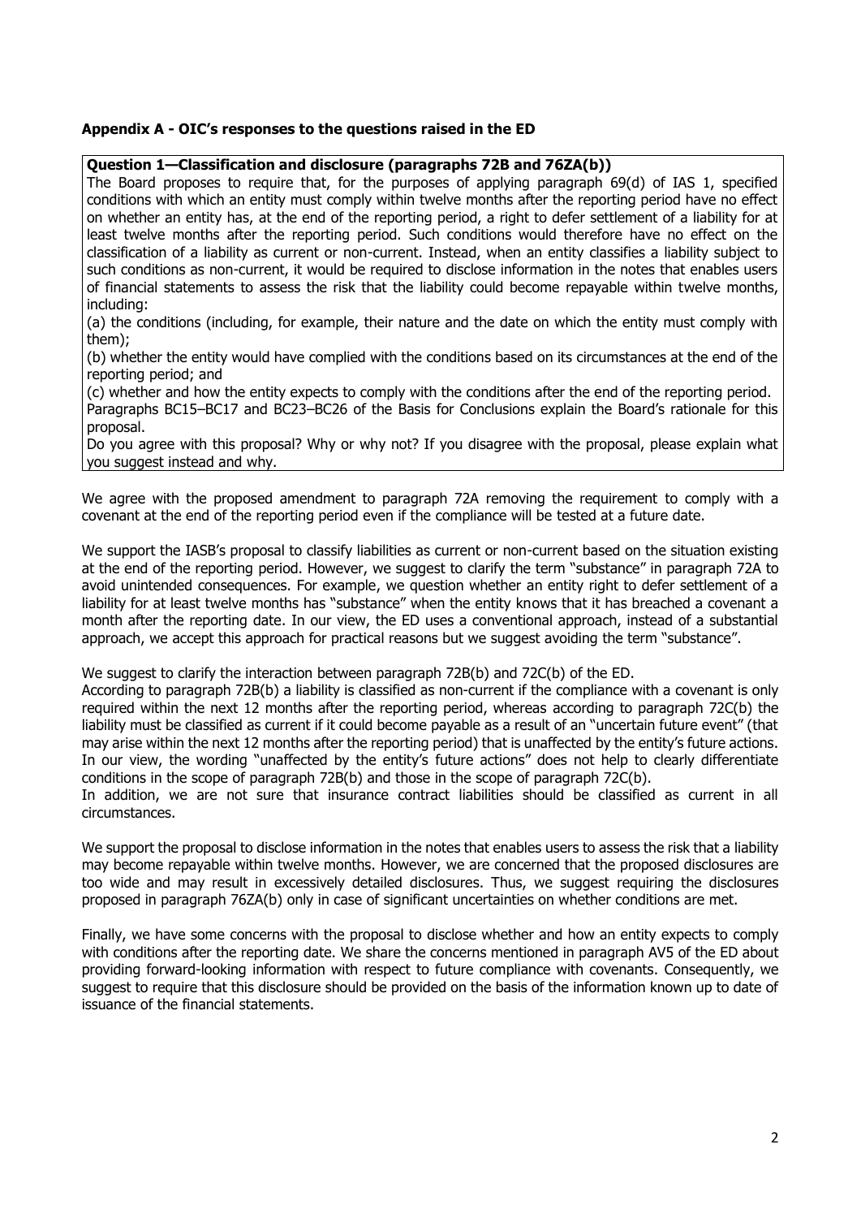**Appendix A - OIC's responses to the questions raised in the ED**

**Question 1—Classification and disclosure (paragraphs 72B and 76ZA(b))**

The Board proposes to require that, for the purposes of applying paragraph 69(d) of IAS 1, specified conditions with which an entity must comply within twelve months after the reporting period have no effect on whether an entity has, at the end of the reporting period, a right to defer settlement of a liability for at least twelve months after the reporting period. Such conditions would therefore have no effect on the classification of a liability as current or non-current. Instead, when an entity classifies a liability subject to such conditions as non-current, it would be required to disclose information in the notes that enables users of financial statements to assess the risk that the liability could become repayable within twelve months, including:

(a) the conditions (including, for example, their nature and the date on which the entity must comply with them);

(b) whether the entity would have complied with the conditions based on its circumstances at the end of the reporting period; and

(c) whether and how the entity expects to comply with the conditions after the end of the reporting period.

Paragraphs BC15–BC17 and BC23–BC26 of the Basis for Conclusions explain the Board's rationale for this proposal.

Do you agree with this proposal? Why or why not? If you disagree with the proposal, please explain what you suggest instead and why.

We agree with the proposed amendment to paragraph 72A removing the requirement to comply with a covenant at the end of the reporting period even if the compliance will be tested at a future date.

We support the IASB's proposal to classify liabilities as current or non-current based on the situation existing at the end of the reporting period. However, we suggest to clarify the term "substance" in paragraph 72A to avoid unintended consequences. For example, we question whether an entity right to defer settlement of a liability for at least twelve months has "substance" when the entity knows that it has breached a covenant a month after the reporting date. In our view, the ED uses a conventional approach, instead of a substantial approach, we accept this approach for practical reasons but we suggest avoiding the term "substance".

We suggest to clarify the interaction between paragraph 72B(b) and 72C(b) of the ED.

According to paragraph 72B(b) a liability is classified as non-current if the compliance with a covenant is only required within the next 12 months after the reporting period, whereas according to paragraph 72C(b) the liability must be classified as current if it could become payable as a result of an "uncertain future event" (that may arise within the next 12 months after the reporting period) that is unaffected by the entity's future actions. In our view, the wording "unaffected by the entity's future actions" does not help to clearly differentiate conditions in the scope of paragraph 72B(b) and those in the scope of paragraph 72C(b).

In addition, we are not sure that insurance contract liabilities should be classified as current in all circumstances.

We support the proposal to disclose information in the notes that enables users to assess the risk that a liability may become repayable within twelve months. However, we are concerned that the proposed disclosures are too wide and may result in excessively detailed disclosures. Thus, we suggest requiring the disclosures proposed in paragraph 76ZA(b) only in case of significant uncertainties on whether conditions are met.

Finally, we have some concerns with the proposal to disclose whether and how an entity expects to comply with conditions after the reporting date. We share the concerns mentioned in paragraph AV5 of the ED about providing forward-looking information with respect to future compliance with covenants. Consequently, we suggest to require that this disclosure should be provided on the basis of the information known up to date of issuance of the financial statements.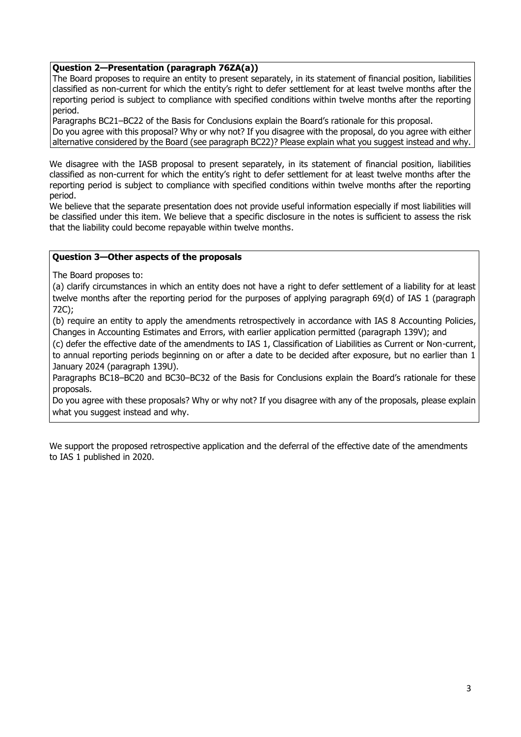**Question 2—Presentation (paragraph 76ZA(a))**

The Board proposes to require an entity to present separately, in its statement of financial position, liabilities classified as non-current for which the entity's right to defer settlement for at least twelve months after the reporting period is subject to compliance with specified conditions within twelve months after the reporting period.

Paragraphs BC21–BC22 of the Basis for Conclusions explain the Board's rationale for this proposal.

Do you agree with this proposal? Why or why not? If you disagree with the proposal, do you agree with either alternative considered by the Board (see paragraph BC22)? Please explain what you suggest instead and why.

We disagree with the IASB proposal to present separately, in its statement of financial position, liabilities classified as non-current for which the entity's right to defer settlement for at least twelve months after the reporting period is subject to compliance with specified conditions within twelve months after the reporting period.

We believe that the separate presentation does not provide useful information especially if most liabilities will be classified under this item. We believe that a specific disclosure in the notes is sufficient to assess the risk that the liability could become repayable within twelve months.

**Question 3—Other aspects of the proposals**

The Board proposes to:

(a) clarify circumstances in which an entity does not have a right to defer settlement of a liability for at least twelve months after the reporting period for the purposes of applying paragraph 69(d) of IAS 1 (paragraph 72C);

(b) require an entity to apply the amendments retrospectively in accordance with IAS 8 Accounting Policies, Changes in Accounting Estimates and Errors, with earlier application permitted (paragraph 139V); and

(c) defer the effective date of the amendments to IAS 1, Classification of Liabilities as Current or Non-current, to annual reporting periods beginning on or after a date to be decided after exposure, but no earlier than 1 January 2024 (paragraph 139U).

Paragraphs BC18–BC20 and BC30–BC32 of the Basis for Conclusions explain the Board's rationale for these proposals.

Do you agree with these proposals? Why or why not? If you disagree with any of the proposals, please explain what you suggest instead and why.

We support the proposed retrospective application and the deferral of the effective date of the amendments to IAS 1 published in 2020.